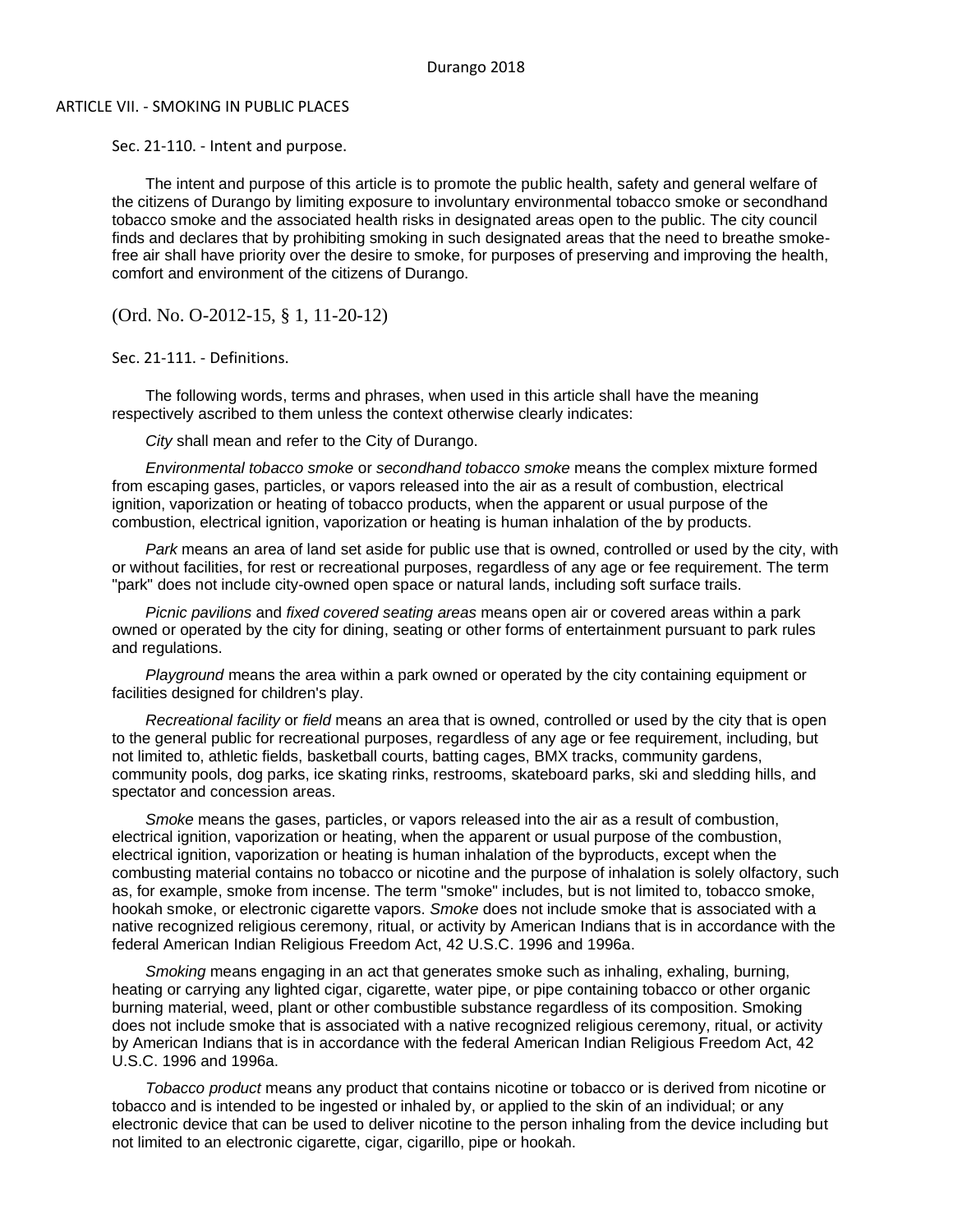Durango 2018

# ARTICLE VII. - SMOKING IN PUBLIC PLACES

## Sec. 21-110. - Intent and purpose.

The intent and purpose of this article is to promote the public health, safety and general welfare of the citizens of Durango by limiting exposure to involuntary environmental tobacco smoke or secondhand tobacco smoke and the associated health risks in designated areas open to the public. The city council finds and declares that by prohibiting smoking in such designated areas that the need to breathe smoke-free air shall have priority over the desire to smoke, for purposes of preserving and improving the health, comfort and environment of the citizens of Durango.

(Ord. No. O-2012-15, § 1, 11-20-12)

## Sec. 21-111. - Definitions.

The following words, terms and phrases, when used in this article shall have the meaning respectively ascribed to them unless the context otherwise clearly indicates:

*City* shall mean and refer to the City of Durango.

*Environmental tobacco smoke* or *secondhand tobacco smoke* means the complex mixture formed from escaping gases, particles, or vapors released into the air as a result of combustion, electrical ignition, vaporization or heating of tobacco products, when the apparent or usual purpose of the combustion, electrical ignition, vaporization or heating is human inhalation of the by products.

*Park* means an area of land set aside for public use that is owned, controlled or used by the city, with or without facilities, for rest or recreational purposes, regardless of any age or fee requirement. The term "park" does not include city-owned open space or natural lands, including soft surface trails.

*Picnic pavilions* and *fixed covered seating areas* means open air or covered areas within a park owned or operated by the city for dining, seating or other forms of entertainment pursuant to park rules and regulations.

*Playground* means the area within a park owned or operated by the city containing equipment or facilities designed for children's play.

*Recreational facility* or *field* means an area that is owned, controlled or used by the city that is open to the general public for recreational purposes, regardless of any age or fee requirement, including, but not limited to, athletic fields, basketball courts, batting cages, BMX tracks, community gardens, community pools, dog parks, ice skating rinks, restrooms, skateboard parks, ski and sledding hills, and spectator and concession areas.

*Smoke* means the gases, particles, or vapors released into the air as a result of combustion, electrical ignition, vaporization or heating, when the apparent or usual purpose of the combustion, electrical ignition, vaporization or heating is human inhalation of the byproducts, except when the combusting material contains no tobacco or nicotine and the purpose of inhalation is solely olfactory, such as, for example, smoke from incense. The term "smoke" includes, but is not limited to, tobacco smoke, hookah smoke, or electronic cigarette vapors. *Smoke* does not include smoke that is associated with a native recognized religious ceremony, ritual, or activity by American Indians that is in accordance with the federal American Indian Religious Freedom Act, 42 U.S.C. 1996 and 1996a.

*Smoking* means engaging in an act that generates smoke such as inhaling, exhaling, burning, heating or carrying any lighted cigar, cigarette, water pipe, or pipe containing tobacco or other organic burning material, weed, plant or other combustible substance regardless of its composition. Smoking does not include smoke that is associated with a native recognized religious ceremony, ritual, or activity by American Indians that is in accordance with the federal American Indian Religious Freedom Act, 42 U.S.C. 1996 and 1996a.

*Tobacco product* means any product that contains nicotine or tobacco or is derived from nicotine or tobacco and is intended to be ingested or inhaled by, or applied to the skin of an individual; or any electronic device that can be used to deliver nicotine to the person inhaling from the device including but not limited to an electronic cigarette, cigar, cigarillo, pipe or hookah.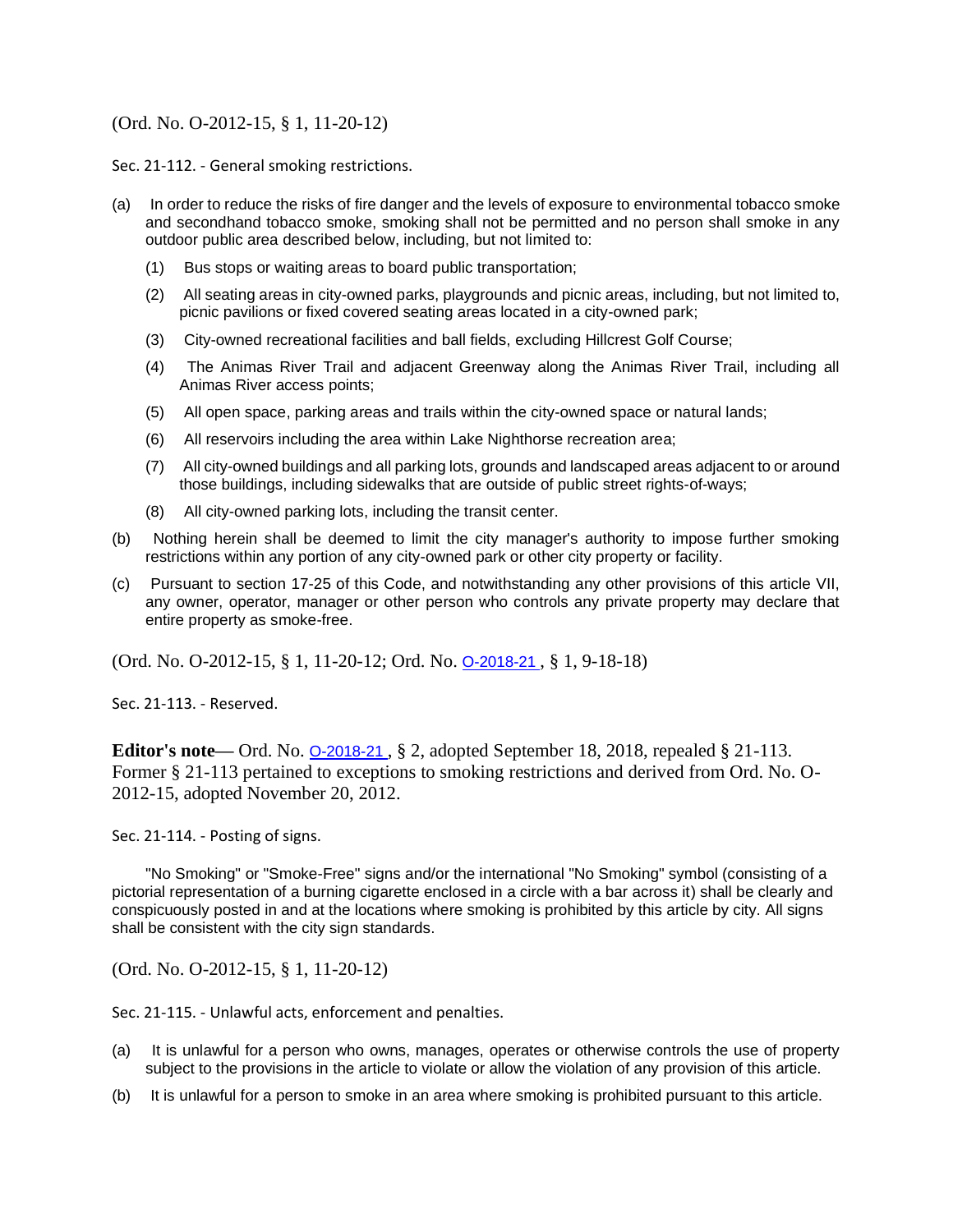(Ord. No. O-2012-15, § 1, 11-20-12)

Sec. 21-112. - General smoking restrictions.

(a) In order to reduce the risks of fire danger and the levels of exposure to environmental tobacco smoke and secondhand tobacco smoke, smoking shall not be permitted and no person shall smoke in any outdoor public area described below, including, but not limited to:

(1) Bus stops or waiting areas to board public transportation;

(2) All seating areas in city-owned parks, playgrounds and picnic areas, including, but not limited to, picnic pavilions or fixed covered seating areas located in a city-owned park;

(3) City-owned recreational facilities and ball fields, excluding Hillcrest Golf Course;

(4) The Animas River Trail and adjacent Greenway along the Animas River Trail, including all Animas River access points;

(5) All open space, parking areas and trails within the city-owned space or natural lands;

(6) All reservoirs including the area within Lake Nighthorse recreation area;

(7) All city-owned buildings and all parking lots, grounds and landscaped areas adjacent to or around those buildings, including sidewalks that are outside of public street rights-of-ways;

(8) All city-owned parking lots, including the transit center.

(b) Nothing herein shall be deemed to limit the city manager's authority to impose further smoking restrictions within any portion of any city-owned park or other city property or facility.

(c) Pursuant to section 17-25 of this Code, and notwithstanding any other provisions of this article VII, any owner, operator, manager or other person who controls any private property may declare that entire property as smoke-free.

(Ord. No. O-2012-15, § 1, 11-20-12; Ord. No. O-2018-21, § 1, 9-18-18)

Sec. 21-113. - Reserved.

**Editor's note**— Ord. No. O-2018-21, § 2, adopted September 18, 2018, repealed § 21-113. Former § 21-113 pertained to exceptions to smoking restrictions and derived from Ord. No. O-2012-15, adopted November 20, 2012.

Sec. 21-114. - Posting of signs.

"No Smoking" or "Smoke-Free" signs and/or the international "No Smoking" symbol (consisting of a pictorial representation of a burning cigarette enclosed in a circle with a bar across it) shall be clearly and conspicuously posted in and at the locations where smoking is prohibited by this article by city. All signs shall be consistent with the city sign standards.

(Ord. No. O-2012-15, § 1, 11-20-12)

Sec. 21-115. - Unlawful acts, enforcement and penalties.

(a) It is unlawful for a person who owns, manages, operates or otherwise controls the use of property subject to the provisions in the article to violate or allow the violation of any provision of this article.

(b) It is unlawful for a person to smoke in an area where smoking is prohibited pursuant to this article.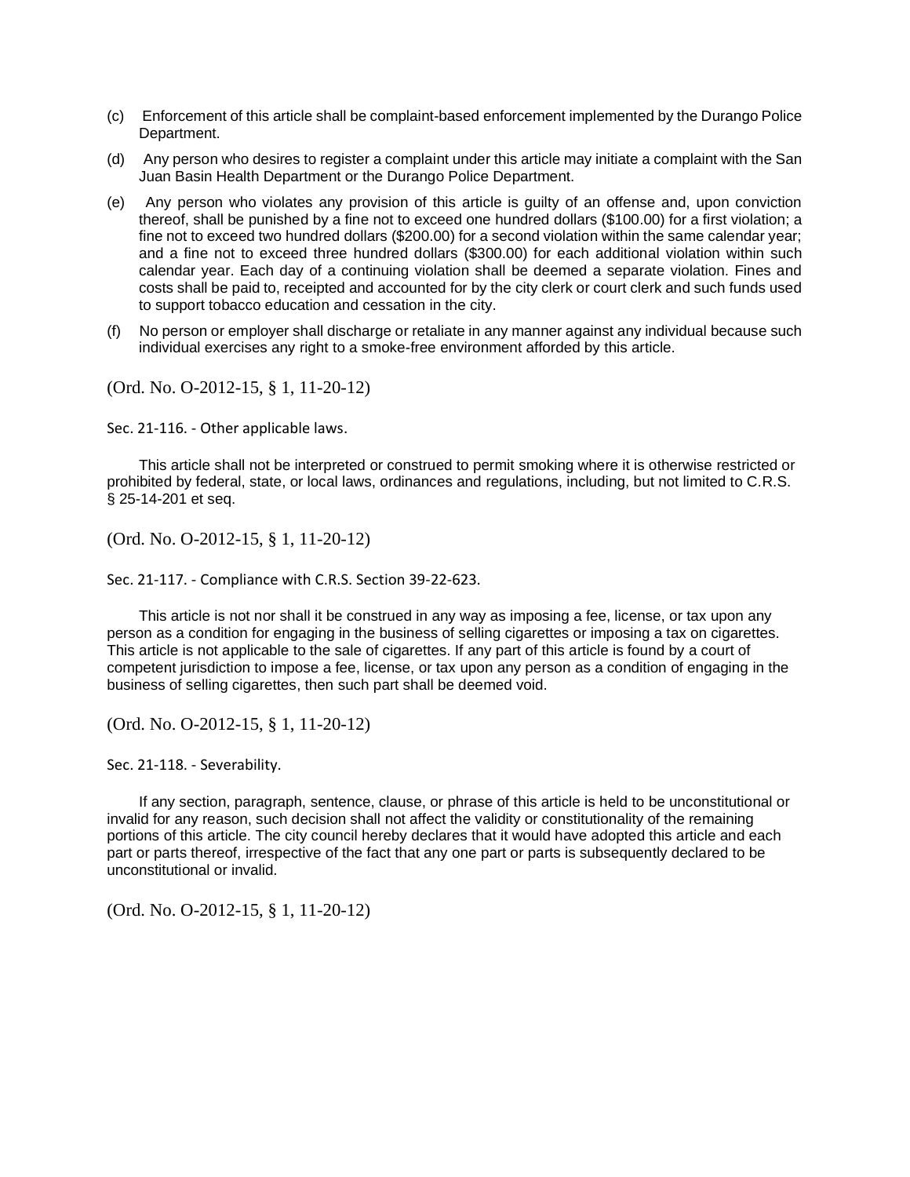(c) Enforcement of this article shall be complaint-based enforcement implemented by the Durango Police Department.

(d) Any person who desires to register a complaint under this article may initiate a complaint with the San Juan Basin Health Department or the Durango Police Department.

(e) Any person who violates any provision of this article is guilty of an offense and, upon conviction thereof, shall be punished by a fine not to exceed one hundred dollars ($100.00) for a first violation; a fine not to exceed two hundred dollars ($200.00) for a second violation within the same calendar year; and a fine not to exceed three hundred dollars ($300.00) for each additional violation within such calendar year. Each day of a continuing violation shall be deemed a separate violation. Fines and costs shall be paid to, receipted and accounted for by the city clerk or court clerk and such funds used to support tobacco education and cessation in the city.

(f) No person or employer shall discharge or retaliate in any manner against any individual because such individual exercises any right to a smoke-free environment afforded by this article.

(Ord. No. O-2012-15, § 1, 11-20-12)

### Sec. 21-116. - Other applicable laws.

This article shall not be interpreted or construed to permit smoking where it is otherwise restricted or prohibited by federal, state, or local laws, ordinances and regulations, including, but not limited to C.R.S. § 25-14-201 et seq.

(Ord. No. O-2012-15, § 1, 11-20-12)

### Sec. 21-117. - Compliance with C.R.S. Section 39-22-623.

This article is not nor shall it be construed in any way as imposing a fee, license, or tax upon any person as a condition for engaging in the business of selling cigarettes or imposing a tax on cigarettes. This article is not applicable to the sale of cigarettes. If any part of this article is found by a court of competent jurisdiction to impose a fee, license, or tax upon any person as a condition of engaging in the business of selling cigarettes, then such part shall be deemed void.

(Ord. No. O-2012-15, § 1, 11-20-12)

### Sec. 21-118. - Severability.

If any section, paragraph, sentence, clause, or phrase of this article is held to be unconstitutional or invalid for any reason, such decision shall not affect the validity or constitutionality of the remaining portions of this article. The city council hereby declares that it would have adopted this article and each part or parts thereof, irrespective of the fact that any one part or parts is subsequently declared to be unconstitutional or invalid.

(Ord. No. O-2012-15, § 1, 11-20-12)